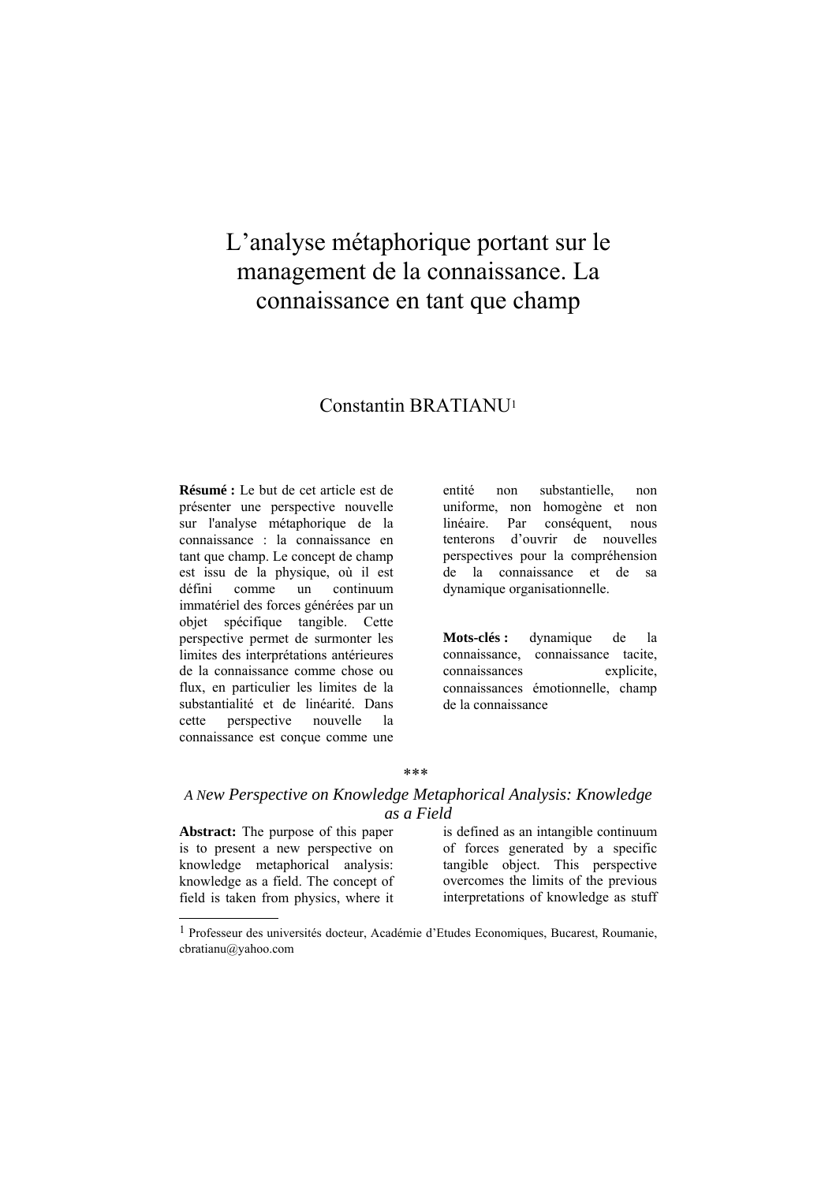# L'analyse métaphorique portant sur le management de la connaissance. La connaissance en tant que champ

Constantin BRATIANU[1]

**Résumé :** Le but de cet article est de présenter une perspective nouvelle sur l'analyse métaphorique de la connaissance : la connaissance en tant que champ. Le concept de champ est issu de la physique, où il est défini comme un continuum immatériel des forces générées par un objet spécifique tangible. Cette perspective permet de surmonter les limites des interprétations antérieures de la connaissance comme chose ou flux, en particulier les limites de la substantialité et de linéarité. Dans cette perspective nouvelle la connaissance est conçue comme une entité non substantielle, non uniforme, non homogène et non linéaire. Par conséquent, nous tenterons d'ouvrir de nouvelles perspectives pour la compréhension de la connaissance et de sa dynamique organisationnelle.

**Mots-clés :** dynamique de la connaissance, connaissance tacite, connaissances explicite, connaissances émotionnelle, champ de la connaissance

\*\*\*

## *A New Perspective on Knowledge Metaphorical Analysis: Knowledge as a Field*

**Abstract:** The purpose of this paper is to present a new perspective on knowledge metaphorical analysis: knowledge as a field. The concept of field is taken from physics, where it is defined as an intangible continuum of forces generated by a specific tangible object. This perspective overcomes the limits of the previous interpretations of knowledge as stuff

---

[1] Professeur des universités docteur, Académie d'Etudes Economiques, Bucarest, Roumanie, cbratianu@yahoo.com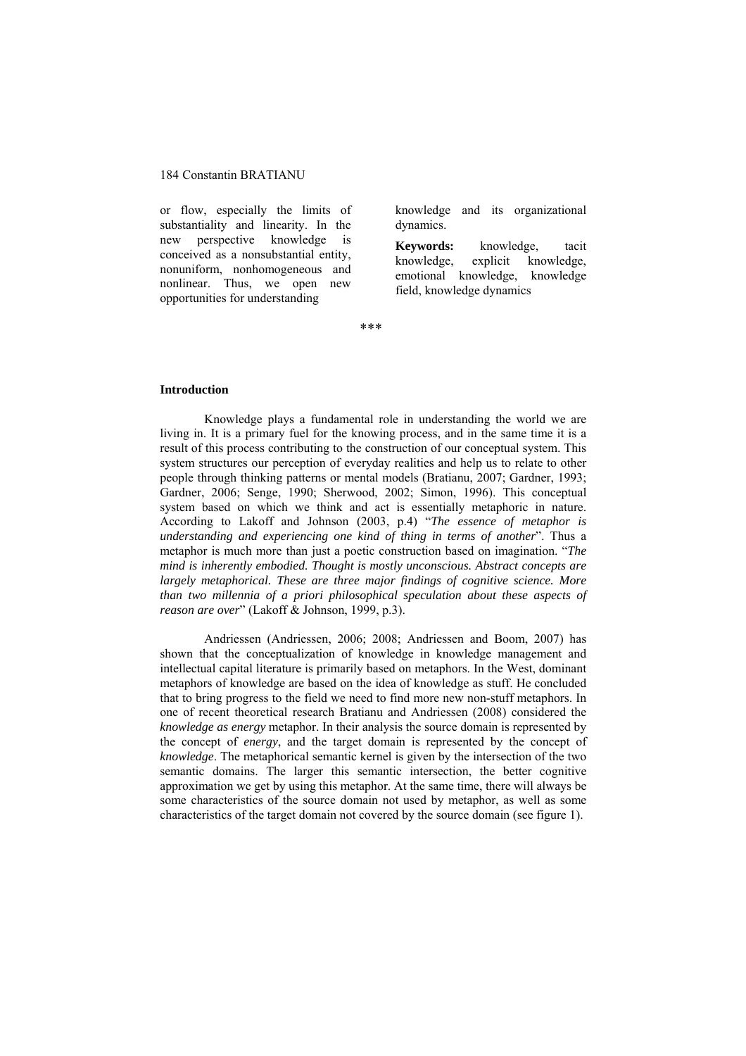or flow, especially the limits of substantiality and linearity. In the new perspective knowledge is conceived as a nonsubstantial entity, nonuniform, nonhomogeneous and nonlinear. Thus, we open new opportunities for understanding knowledge and its organizational dynamics.

**Keywords:** knowledge, tacit knowledge, explicit knowledge, emotional knowledge, knowledge field, knowledge dynamics

\*\*\*

### Introduction

Knowledge plays a fundamental role in understanding the world we are living in. It is a primary fuel for the knowing process, and in the same time it is a result of this process contributing to the construction of our conceptual system. This system structures our perception of everyday realities and help us to relate to other people through thinking patterns or mental models (Bratianu, 2007; Gardner, 1993; Gardner, 2006; Senge, 1990; Sherwood, 2002; Simon, 1996). This conceptual system based on which we think and act is essentially metaphoric in nature. According to Lakoff and Johnson (2003, p.4) "*The essence of metaphor is understanding and experiencing one kind of thing in terms of another*". Thus a metaphor is much more than just a poetic construction based on imagination. "*The mind is inherently embodied. Thought is mostly unconscious. Abstract concepts are largely metaphorical. These are three major findings of cognitive science. More than two millennia of a priori philosophical speculation about these aspects of reason are over*" (Lakoff & Johnson, 1999, p.3).

Andriessen (Andriessen, 2006; 2008; Andriessen and Boom, 2007) has shown that the conceptualization of knowledge in knowledge management and intellectual capital literature is primarily based on metaphors. In the West, dominant metaphors of knowledge are based on the idea of knowledge as stuff. He concluded that to bring progress to the field we need to find more new non-stuff metaphors. In one of recent theoretical research Bratianu and Andriessen (2008) considered the *knowledge as energy* metaphor. In their analysis the source domain is represented by the concept of *energy*, and the target domain is represented by the concept of *knowledge*. The metaphorical semantic kernel is given by the intersection of the two semantic domains. The larger this semantic intersection, the better cognitive approximation we get by using this metaphor. At the same time, there will always be some characteristics of the source domain not used by metaphor, as well as some characteristics of the target domain not covered by the source domain (see figure 1).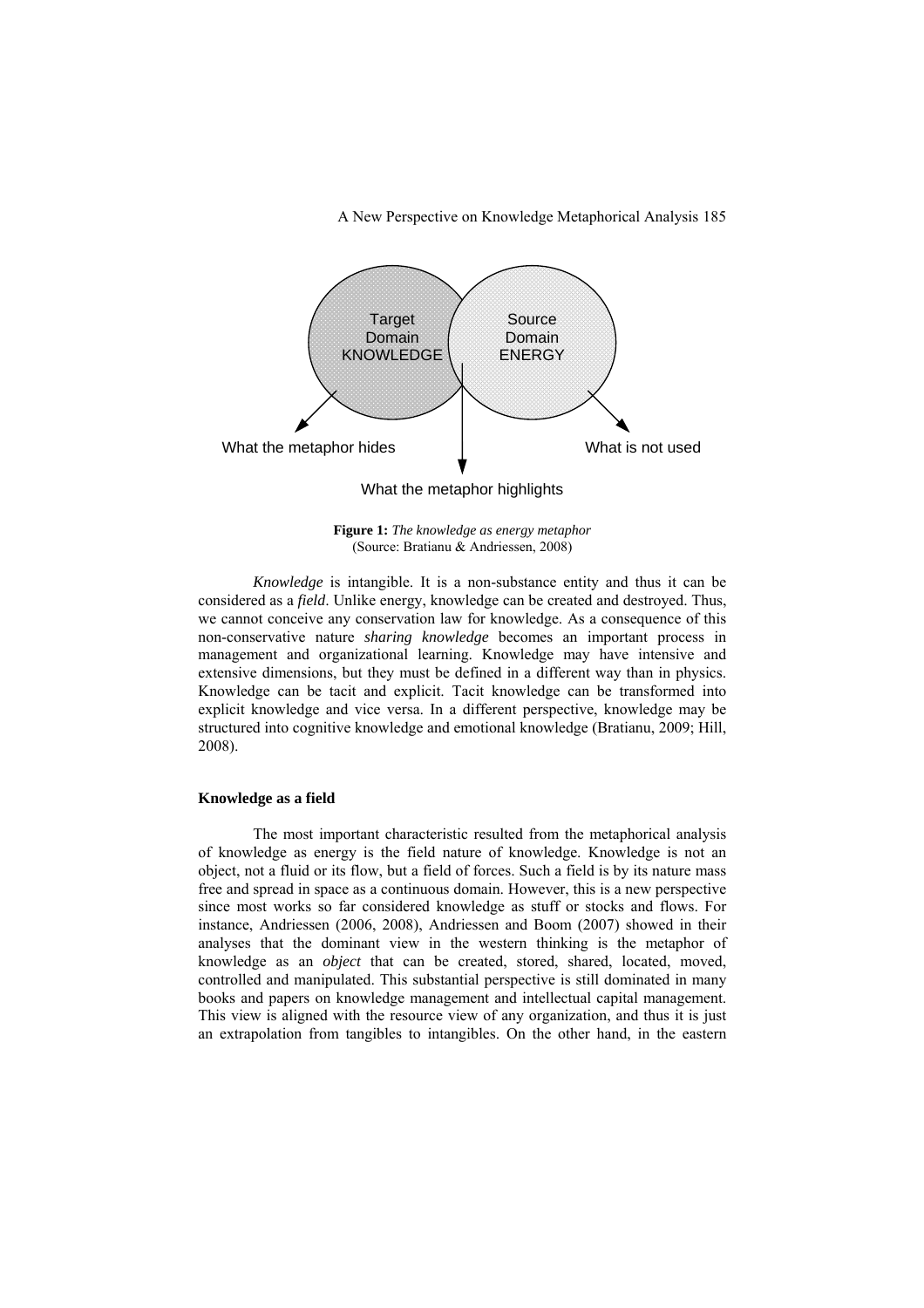Target Domain KNOWLEDGE

Source Domain ENERGY

What the metaphor hides

What is not used

What the metaphor highlights

**Figure 1:** *The knowledge as energy metaphor*
(Source: Bratianu & Andriessen, 2008)

*Knowledge* is intangible. It is a non-substance entity and thus it can be considered as a *field*. Unlike energy, knowledge can be created and destroyed. Thus, we cannot conceive any conservation law for knowledge. As a consequence of this non-conservative nature *sharing knowledge* becomes an important process in management and organizational learning. Knowledge may have intensive and extensive dimensions, but they must be defined in a different way than in physics. Knowledge can be tacit and explicit. Tacit knowledge can be transformed into explicit knowledge and vice versa. In a different perspective, knowledge may be structured into cognitive knowledge and emotional knowledge (Bratianu, 2009; Hill, 2008).

### Knowledge as a field

The most important characteristic resulted from the metaphorical analysis of knowledge as energy is the field nature of knowledge. Knowledge is not an object, not a fluid or its flow, but a field of forces. Such a field is by its nature mass free and spread in space as a continuous domain. However, this is a new perspective since most works so far considered knowledge as stuff or stocks and flows. For instance, Andriessen (2006, 2008), Andriessen and Boom (2007) showed in their analyses that the dominant view in the western thinking is the metaphor of knowledge as an *object* that can be created, stored, shared, located, moved, controlled and manipulated. This substantial perspective is still dominated in many books and papers on knowledge management and intellectual capital management. This view is aligned with the resource view of any organization, and thus it is just an extrapolation from tangibles to intangibles. On the other hand, in the eastern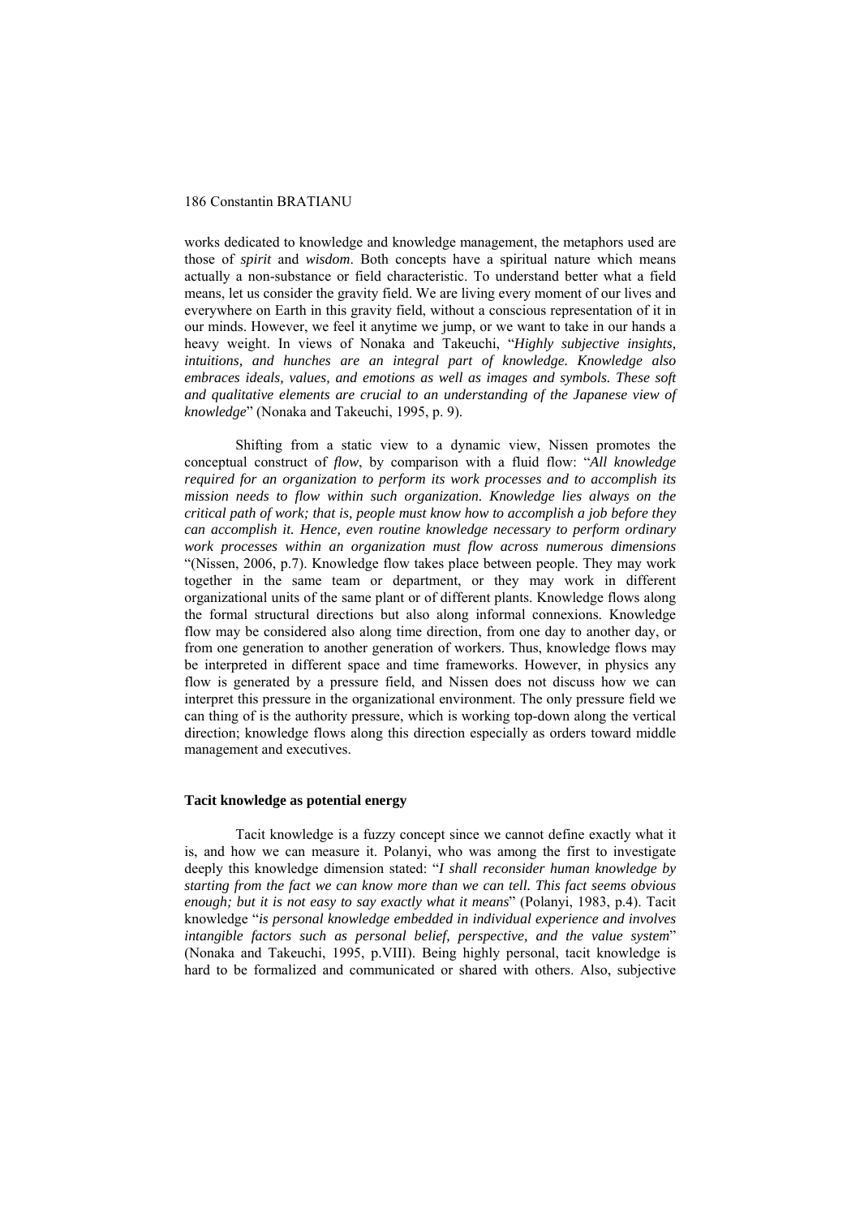works dedicated to knowledge and knowledge management, the metaphors used are those of *spirit* and *wisdom*. Both concepts have a spiritual nature which means actually a non-substance or field characteristic. To understand better what a field means, let us consider the gravity field. We are living every moment of our lives and everywhere on Earth in this gravity field, without a conscious representation of it in our minds. However, we feel it anytime we jump, or we want to take in our hands a heavy weight. In views of Nonaka and Takeuchi, "*Highly subjective insights, intuitions, and hunches are an integral part of knowledge. Knowledge also embraces ideals, values, and emotions as well as images and symbols. These soft and qualitative elements are crucial to an understanding of the Japanese view of knowledge*" (Nonaka and Takeuchi, 1995, p. 9).

Shifting from a static view to a dynamic view, Nissen promotes the conceptual construct of *flow*, by comparison with a fluid flow: "*All knowledge required for an organization to perform its work processes and to accomplish its mission needs to flow within such organization. Knowledge lies always on the critical path of work; that is, people must know how to accomplish a job before they can accomplish it. Hence, even routine knowledge necessary to perform ordinary work processes within an organization must flow across numerous dimensions* "(Nissen, 2006, p.7). Knowledge flow takes place between people. They may work together in the same team or department, or they may work in different organizational units of the same plant or of different plants. Knowledge flows along the formal structural directions but also along informal connexions. Knowledge flow may be considered also along time direction, from one day to another day, or from one generation to another generation of workers. Thus, knowledge flows may be interpreted in different space and time frameworks. However, in physics any flow is generated by a pressure field, and Nissen does not discuss how we can interpret this pressure in the organizational environment. The only pressure field we can thing of is the authority pressure, which is working top-down along the vertical direction; knowledge flows along this direction especially as orders toward middle management and executives.

### Tacit knowledge as potential energy

Tacit knowledge is a fuzzy concept since we cannot define exactly what it is, and how we can measure it. Polanyi, who was among the first to investigate deeply this knowledge dimension stated: "*I shall reconsider human knowledge by starting from the fact we can know more than we can tell. This fact seems obvious enough; but it is not easy to say exactly what it means*" (Polanyi, 1983, p.4). Tacit knowledge "*is personal knowledge embedded in individual experience and involves intangible factors such as personal belief, perspective, and the value system*" (Nonaka and Takeuchi, 1995, p.VIII). Being highly personal, tacit knowledge is hard to be formalized and communicated or shared with others. Also, subjective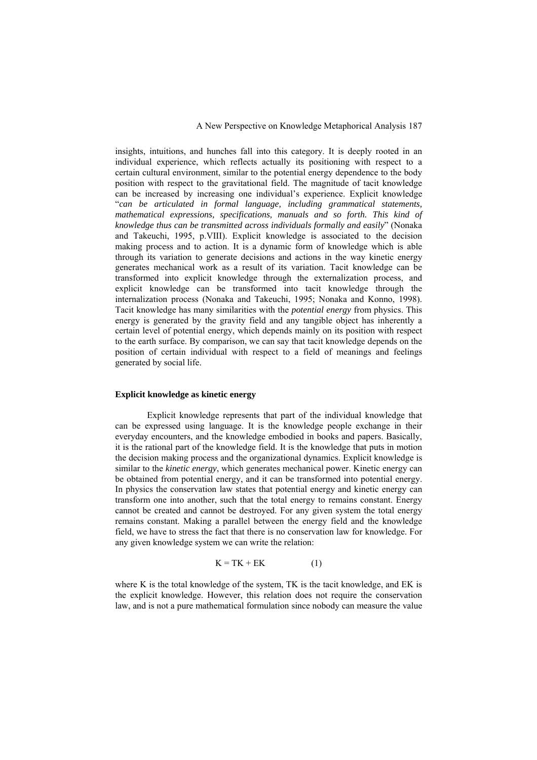insights, intuitions, and hunches fall into this category. It is deeply rooted in an individual experience, which reflects actually its positioning with respect to a certain cultural environment, similar to the potential energy dependence to the body position with respect to the gravitational field. The magnitude of tacit knowledge can be increased by increasing one individual's experience. Explicit knowledge "*can be articulated in formal language, including grammatical statements, mathematical expressions, specifications, manuals and so forth. This kind of knowledge thus can be transmitted across individuals formally and easily*" (Nonaka and Takeuchi, 1995, p.VIII). Explicit knowledge is associated to the decision making process and to action. It is a dynamic form of knowledge which is able through its variation to generate decisions and actions in the way kinetic energy generates mechanical work as a result of its variation. Tacit knowledge can be transformed into explicit knowledge through the externalization process, and explicit knowledge can be transformed into tacit knowledge through the internalization process (Nonaka and Takeuchi, 1995; Nonaka and Konno, 1998). Tacit knowledge has many similarities with the *potential energy* from physics. This energy is generated by the gravity field and any tangible object has inherently a certain level of potential energy, which depends mainly on its position with respect to the earth surface. By comparison, we can say that tacit knowledge depends on the position of certain individual with respect to a field of meanings and feelings generated by social life.

**Explicit knowledge as kinetic energy**

Explicit knowledge represents that part of the individual knowledge that can be expressed using language. It is the knowledge people exchange in their everyday encounters, and the knowledge embodied in books and papers. Basically, it is the rational part of the knowledge field. It is the knowledge that puts in motion the decision making process and the organizational dynamics. Explicit knowledge is similar to the *kinetic energy*, which generates mechanical power. Kinetic energy can be obtained from potential energy, and it can be transformed into potential energy. In physics the conservation law states that potential energy and kinetic energy can transform one into another, such that the total energy to remains constant. Energy cannot be created and cannot be destroyed. For any given system the total energy remains constant. Making a parallel between the energy field and the knowledge field, we have to stress the fact that there is no conservation law for knowledge. For any given knowledge system we can write the relation:

$$K = TK + EK \qquad (1)$$

where K is the total knowledge of the system, TK is the tacit knowledge, and EK is the explicit knowledge. However, this relation does not require the conservation law, and is not a pure mathematical formulation since nobody can measure the value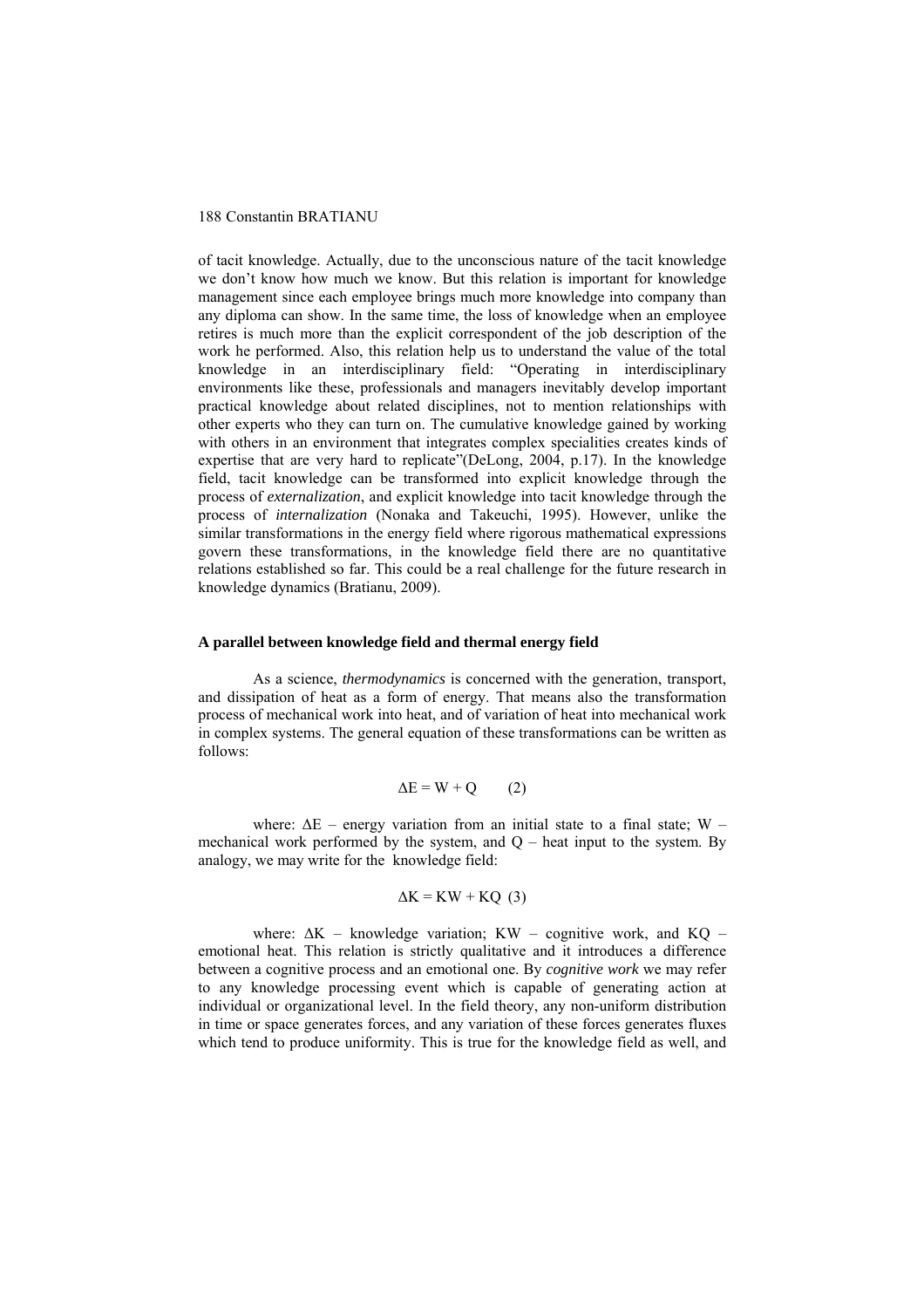of tacit knowledge. Actually, due to the unconscious nature of the tacit knowledge we don't know how much we know. But this relation is important for knowledge management since each employee brings much more knowledge into company than any diploma can show. In the same time, the loss of knowledge when an employee retires is much more than the explicit correspondent of the job description of the work he performed. Also, this relation help us to understand the value of the total knowledge in an interdisciplinary field: "Operating in interdisciplinary environments like these, professionals and managers inevitably develop important practical knowledge about related disciplines, not to mention relationships with other experts who they can turn on. The cumulative knowledge gained by working with others in an environment that integrates complex specialities creates kinds of expertise that are very hard to replicate"(DeLong, 2004, p.17). In the knowledge field, tacit knowledge can be transformed into explicit knowledge through the process of *externalization*, and explicit knowledge into tacit knowledge through the process of *internalization* (Nonaka and Takeuchi, 1995). However, unlike the similar transformations in the energy field where rigorous mathematical expressions govern these transformations, in the knowledge field there are no quantitative relations established so far. This could be a real challenge for the future research in knowledge dynamics (Bratianu, 2009).

### A parallel between knowledge field and thermal energy field

As a science, *thermodynamics* is concerned with the generation, transport, and dissipation of heat as a form of energy. That means also the transformation process of mechanical work into heat, and of variation of heat into mechanical work in complex systems. The general equation of these transformations can be written as follows:

$$\Delta E = W + Q \qquad (2)$$

where: $\Delta E$ – energy variation from an initial state to a final state; $W$ – mechanical work performed by the system, and $Q$ – heat input to the system. By analogy, we may write for the knowledge field:

$$\Delta K = KW + KQ \quad (3)$$

where: $\Delta K$ – knowledge variation; $KW$ – cognitive work, and $KQ$ – emotional heat. This relation is strictly qualitative and it introduces a difference between a cognitive process and an emotional one. By *cognitive work* we may refer to any knowledge processing event which is capable of generating action at individual or organizational level. In the field theory, any non-uniform distribution in time or space generates forces, and any variation of these forces generates fluxes which tend to produce uniformity. This is true for the knowledge field as well, and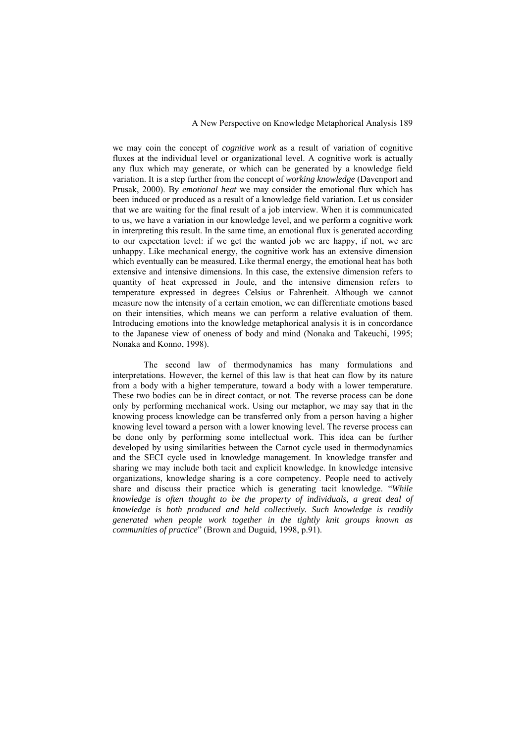we may coin the concept of *cognitive work* as a result of variation of cognitive fluxes at the individual level or organizational level. A cognitive work is actually any flux which may generate, or which can be generated by a knowledge field variation. It is a step further from the concept of *working knowledge* (Davenport and Prusak, 2000). By *emotional heat* we may consider the emotional flux which has been induced or produced as a result of a knowledge field variation. Let us consider that we are waiting for the final result of a job interview. When it is communicated to us, we have a variation in our knowledge level, and we perform a cognitive work in interpreting this result. In the same time, an emotional flux is generated according to our expectation level: if we get the wanted job we are happy, if not, we are unhappy. Like mechanical energy, the cognitive work has an extensive dimension which eventually can be measured. Like thermal energy, the emotional heat has both extensive and intensive dimensions. In this case, the extensive dimension refers to quantity of heat expressed in Joule, and the intensive dimension refers to temperature expressed in degrees Celsius or Fahrenheit. Although we cannot measure now the intensity of a certain emotion, we can differentiate emotions based on their intensities, which means we can perform a relative evaluation of them. Introducing emotions into the knowledge metaphorical analysis it is in concordance to the Japanese view of oneness of body and mind (Nonaka and Takeuchi, 1995; Nonaka and Konno, 1998).

The second law of thermodynamics has many formulations and interpretations. However, the kernel of this law is that heat can flow by its nature from a body with a higher temperature, toward a body with a lower temperature. These two bodies can be in direct contact, or not. The reverse process can be done only by performing mechanical work. Using our metaphor, we may say that in the knowing process knowledge can be transferred only from a person having a higher knowing level toward a person with a lower knowing level. The reverse process can be done only by performing some intellectual work. This idea can be further developed by using similarities between the Carnot cycle used in thermodynamics and the SECI cycle used in knowledge management. In knowledge transfer and sharing we may include both tacit and explicit knowledge. In knowledge intensive organizations, knowledge sharing is a core competency. People need to actively share and discuss their practice which is generating tacit knowledge. "*While knowledge is often thought to be the property of individuals, a great deal of knowledge is both produced and held collectively. Such knowledge is readily generated when people work together in the tightly knit groups known as communities of practice*" (Brown and Duguid, 1998, p.91).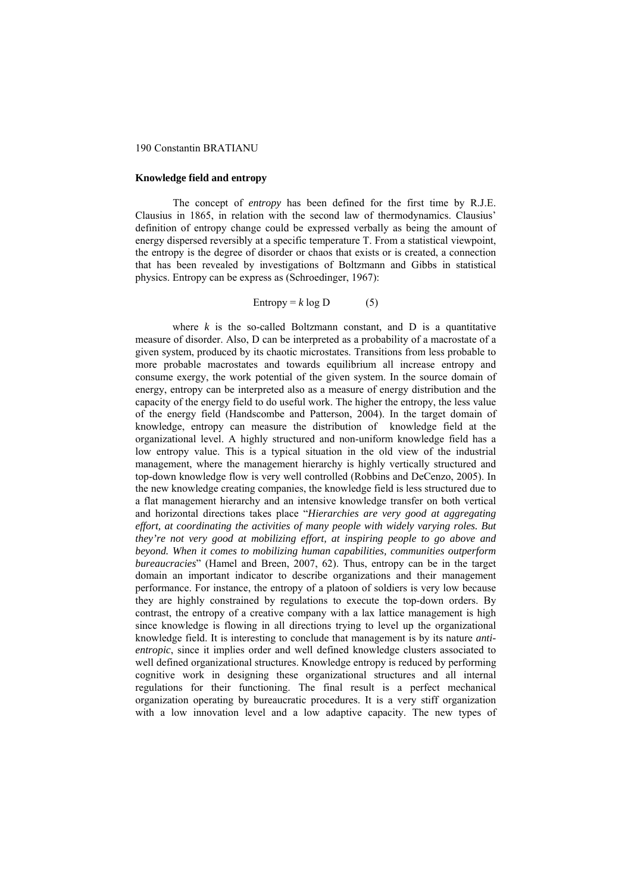### Knowledge field and entropy

The concept of *entropy* has been defined for the first time by R.J.E. Clausius in 1865, in relation with the second law of thermodynamics. Clausius' definition of entropy change could be expressed verbally as being the amount of energy dispersed reversibly at a specific temperature T. From a statistical viewpoint, the entropy is the degree of disorder or chaos that exists or is created, a connection that has been revealed by investigations of Boltzmann and Gibbs in statistical physics. Entropy can be express as (Schroedinger, 1967):

$$\text{Entropy} = k \log \text{D} \qquad (5)$$

where $k$ is the so-called Boltzmann constant, and D is a quantitative measure of disorder. Also, D can be interpreted as a probability of a macrostate of a given system, produced by its chaotic microstates. Transitions from less probable to more probable macrostates and towards equilibrium all increase entropy and consume exergy, the work potential of the given system. In the source domain of energy, entropy can be interpreted also as a measure of energy distribution and the capacity of the energy field to do useful work. The higher the entropy, the less value of the energy field (Handscombe and Patterson, 2004). In the target domain of knowledge, entropy can measure the distribution of knowledge field at the organizational level. A highly structured and non-uniform knowledge field has a low entropy value. This is a typical situation in the old view of the industrial management, where the management hierarchy is highly vertically structured and top-down knowledge flow is very well controlled (Robbins and DeCenzo, 2005). In the new knowledge creating companies, the knowledge field is less structured due to a flat management hierarchy and an intensive knowledge transfer on both vertical and horizontal directions takes place "*Hierarchies are very good at aggregating effort, at coordinating the activities of many people with widely varying roles. But they're not very good at mobilizing effort, at inspiring people to go above and beyond. When it comes to mobilizing human capabilities, communities outperform bureaucracies*" (Hamel and Breen, 2007, 62). Thus, entropy can be in the target domain an important indicator to describe organizations and their management performance. For instance, the entropy of a platoon of soldiers is very low because they are highly constrained by regulations to execute the top-down orders. By contrast, the entropy of a creative company with a lax lattice management is high since knowledge is flowing in all directions trying to level up the organizational knowledge field. It is interesting to conclude that management is by its nature *anti-entropic*, since it implies order and well defined knowledge clusters associated to well defined organizational structures. Knowledge entropy is reduced by performing cognitive work in designing these organizational structures and all internal regulations for their functioning. The final result is a perfect mechanical organization operating by bureaucratic procedures. It is a very stiff organization with a low innovation level and a low adaptive capacity. The new types of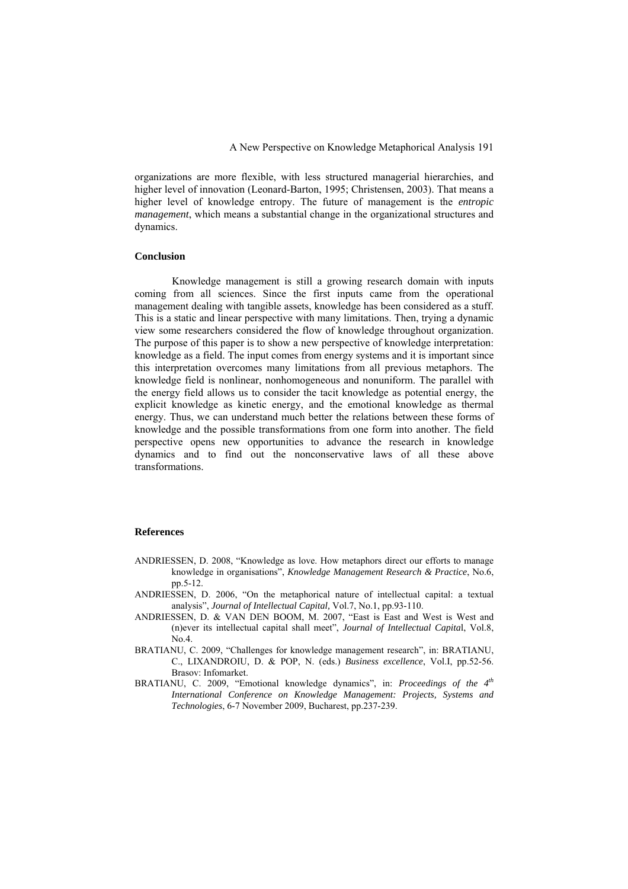organizations are more flexible, with less structured managerial hierarchies, and higher level of innovation (Leonard-Barton, 1995; Christensen, 2003). That means a higher level of knowledge entropy. The future of management is the *entropic management*, which means a substantial change in the organizational structures and dynamics.

## Conclusion

Knowledge management is still a growing research domain with inputs coming from all sciences. Since the first inputs came from the operational management dealing with tangible assets, knowledge has been considered as a stuff. This is a static and linear perspective with many limitations. Then, trying a dynamic view some researchers considered the flow of knowledge throughout organization. The purpose of this paper is to show a new perspective of knowledge interpretation: knowledge as a field. The input comes from energy systems and it is important since this interpretation overcomes many limitations from all previous metaphors. The knowledge field is nonlinear, nonhomogeneous and nonuniform. The parallel with the energy field allows us to consider the tacit knowledge as potential energy, the explicit knowledge as kinetic energy, and the emotional knowledge as thermal energy. Thus, we can understand much better the relations between these forms of knowledge and the possible transformations from one form into another. The field perspective opens new opportunities to advance the research in knowledge dynamics and to find out the nonconservative laws of all these above transformations.

## References

ANDRIESSEN, D. 2008, "Knowledge as love. How metaphors direct our efforts to manage knowledge in organisations", *Knowledge Management Research & Practice*, No.6, pp.5-12.

ANDRIESSEN, D. 2006, "On the metaphorical nature of intellectual capital: a textual analysis", *Journal of Intellectual Capital,* Vol.7, No.1, pp.93-110.

ANDRIESSEN, D. & VAN DEN BOOM, M. 2007, "East is East and West is West and (n)ever its intellectual capital shall meet", *Journal of Intellectual Capita*l, Vol.8, No.4.

BRATIANU, C. 2009, "Challenges for knowledge management research", in: BRATIANU, C., LIXANDROIU, D. & POP, N. (eds.) *Business excellence*, Vol.I, pp.52-56. Brasov: Infomarket.

BRATIANU, C. 2009, "Emotional knowledge dynamics", in: *Proceedings of the 4th International Conference on Knowledge Management: Projects, Systems and Technologies*, 6-7 November 2009, Bucharest, pp.237-239.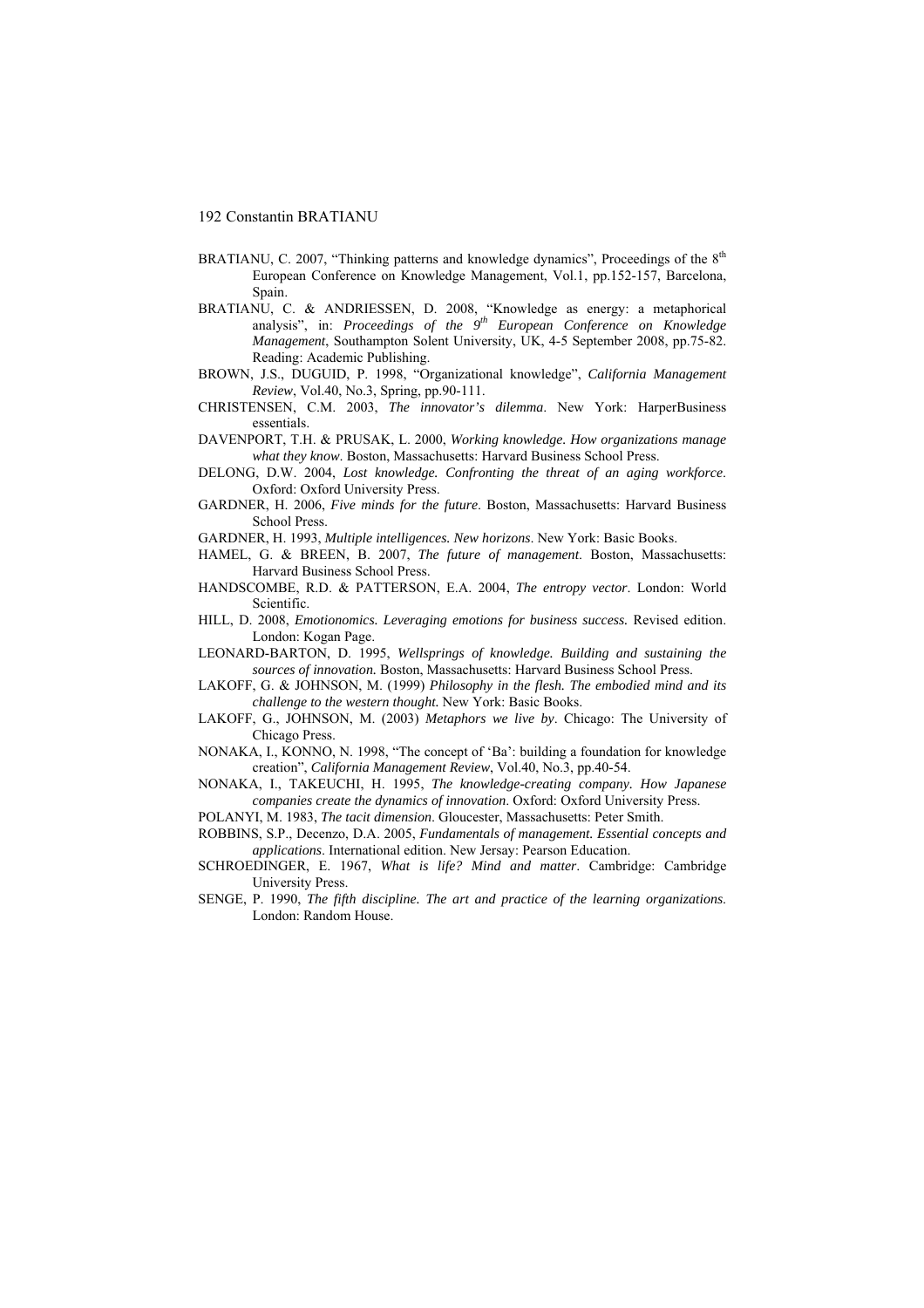BRATIANU, C. 2007, "Thinking patterns and knowledge dynamics", Proceedings of the 8th European Conference on Knowledge Management, Vol.1, pp.152-157, Barcelona, Spain.

BRATIANU, C. & ANDRIESSEN, D. 2008, "Knowledge as energy: a metaphorical analysis", in: *Proceedings of the 9th European Conference on Knowledge Management*, Southampton Solent University, UK, 4-5 September 2008, pp.75-82. Reading: Academic Publishing.

BROWN, J.S., DUGUID, P. 1998, "Organizational knowledge", *California Management Review*, Vol.40, No.3, Spring, pp.90-111.

CHRISTENSEN, C.M. 2003, *The innovator's dilemma*. New York: HarperBusiness essentials.

DAVENPORT, T.H. & PRUSAK, L. 2000, *Working knowledge. How organizations manage what they know*. Boston, Massachusetts: Harvard Business School Press.

DELONG, D.W. 2004, *Lost knowledge. Confronting the threat of an aging workforce*. Oxford: Oxford University Press.

GARDNER, H. 2006, *Five minds for the future*. Boston, Massachusetts: Harvard Business School Press.

GARDNER, H. 1993, *Multiple intelligences. New horizons*. New York: Basic Books.

HAMEL, G. & BREEN, B. 2007, *The future of management*. Boston, Massachusetts: Harvard Business School Press.

HANDSCOMBE, R.D. & PATTERSON, E.A. 2004, *The entropy vector*. London: World Scientific.

HILL, D. 2008, *Emotionomics. Leveraging emotions for business success.* Revised edition. London: Kogan Page.

LEONARD-BARTON, D. 1995, *Wellsprings of knowledge. Building and sustaining the sources of innovation.* Boston, Massachusetts: Harvard Business School Press.

LAKOFF, G. & JOHNSON, M. (1999) *Philosophy in the flesh. The embodied mind and its challenge to the western thought.* New York: Basic Books.

LAKOFF, G., JOHNSON, M. (2003) *Metaphors we live by*. Chicago: The University of Chicago Press.

NONAKA, I., KONNO, N. 1998, "The concept of 'Ba': building a foundation for knowledge creation", *California Management Review*, Vol.40, No.3, pp.40-54.

NONAKA, I., TAKEUCHI, H. 1995, *The knowledge-creating company. How Japanese companies create the dynamics of innovation*. Oxford: Oxford University Press.

POLANYI, M. 1983, *The tacit dimension*. Gloucester, Massachusetts: Peter Smith.

ROBBINS, S.P., Decenzo, D.A. 2005, *Fundamentals of management. Essential concepts and applications*. International edition. New Jersay: Pearson Education.

SCHROEDINGER, E. 1967, *What is life? Mind and matter*. Cambridge: Cambridge University Press.

SENGE, P. 1990, *The fifth discipline. The art and practice of the learning organizations.* London: Random House.